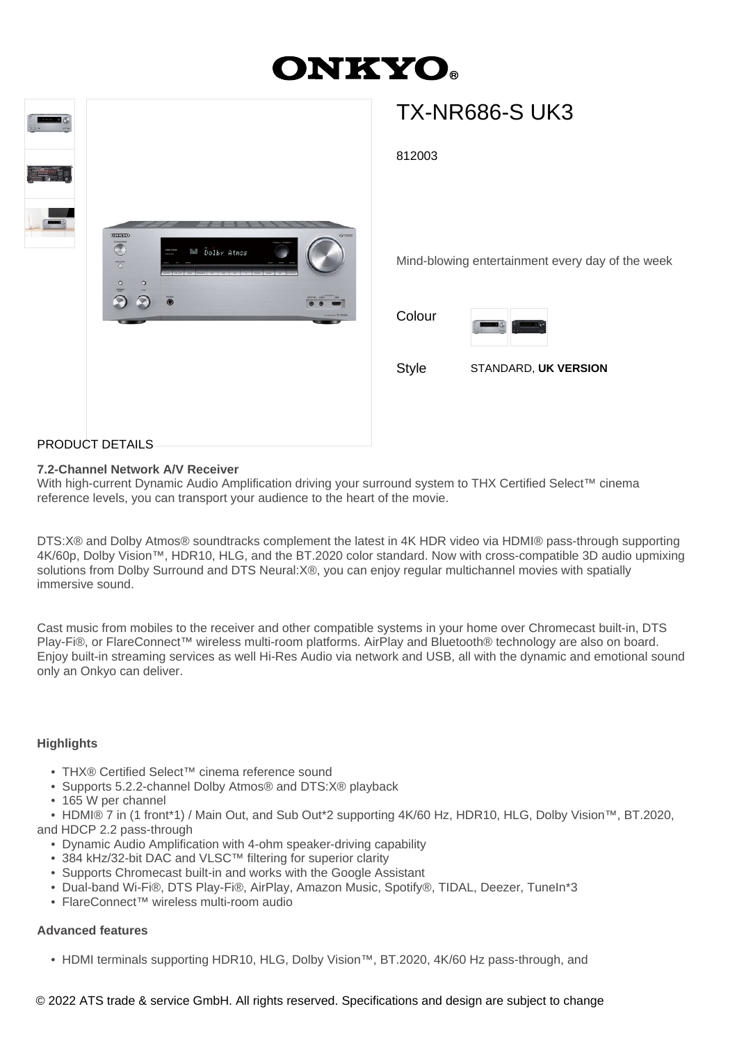# ONKYO

## TX-NR686-S UK3

812003

Mind-blowing entertainment every day of the week

Colour

Style STANDARD, **UK VERSION**

PRODUCT DETAILS

**7.2-Channel Network A/V Receiver**
With high-current Dynamic Audio Amplification driving your surround system to THX Certified Select™ cinema reference levels, you can transport your audience to the heart of the movie.

DTS:X® and Dolby Atmos® soundtracks complement the latest in 4K HDR video via HDMI® pass-through supporting 4K/60p, Dolby Vision™, HDR10, HLG, and the BT.2020 color standard. Now with cross-compatible 3D audio upmixing solutions from Dolby Surround and DTS Neural:X®, you can enjoy regular multichannel movies with spatially immersive sound.

Cast music from mobiles to the receiver and other compatible systems in your home over Chromecast built-in, DTS Play-Fi®, or FlareConnect™ wireless multi-room platforms. AirPlay and Bluetooth® technology are also on board. Enjoy built-in streaming services as well Hi-Res Audio via network and USB, all with the dynamic and emotional sound only an Onkyo can deliver.

**Highlights**

- THX® Certified Select™ cinema reference sound
- Supports 5.2.2-channel Dolby Atmos® and DTS:X® playback
- 165 W per channel
- HDMI® 7 in (1 front*1) / Main Out, and Sub Out*2 supporting 4K/60 Hz, HDR10, HLG, Dolby Vision™, BT.2020, and HDCP 2.2 pass-through
- Dynamic Audio Amplification with 4-ohm speaker-driving capability
- 384 kHz/32-bit DAC and VLSC™ filtering for superior clarity
- Supports Chromecast built-in and works with the Google Assistant
- Dual-band Wi-Fi®, DTS Play-Fi®, AirPlay, Amazon Music, Spotify®, TIDAL, Deezer, TuneIn*3
- FlareConnect™ wireless multi-room audio

**Advanced features**

- HDMI terminals supporting HDR10, HLG, Dolby Vision™, BT.2020, 4K/60 Hz pass-through, and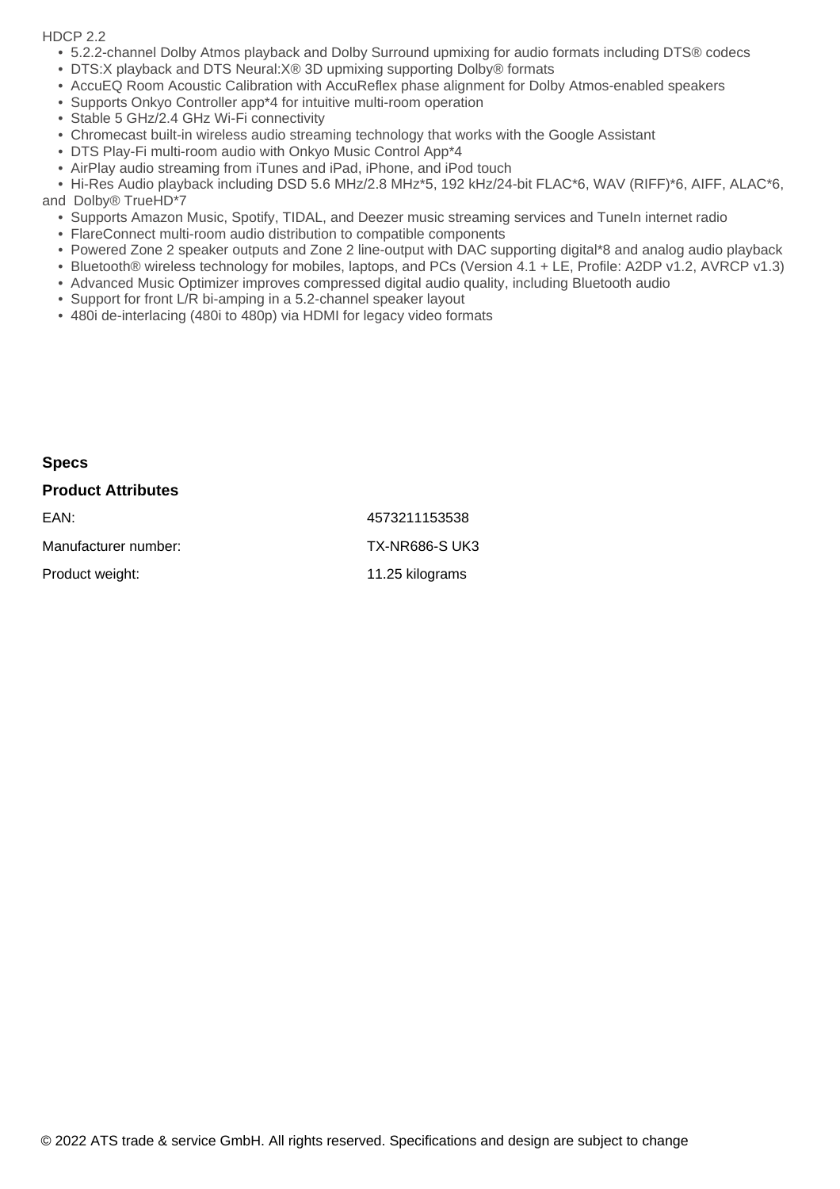HDCP 2.2

- 5.2.2-channel Dolby Atmos playback and Dolby Surround upmixing for audio formats including DTS® codecs
- DTS:X playback and DTS Neural:X® 3D upmixing supporting Dolby® formats
- AccuEQ Room Acoustic Calibration with AccuReflex phase alignment for Dolby Atmos-enabled speakers
- Supports Onkyo Controller app*4 for intuitive multi-room operation
- Stable 5 GHz/2.4 GHz Wi-Fi connectivity
- Chromecast built-in wireless audio streaming technology that works with the Google Assistant
- DTS Play-Fi multi-room audio with Onkyo Music Control App*4
- AirPlay audio streaming from iTunes and iPad, iPhone, and iPod touch
- Hi-Res Audio playback including DSD 5.6 MHz/2.8 MHz*5, 192 kHz/24-bit FLAC*6, WAV (RIFF)*6, AIFF, ALAC*6, and Dolby® TrueHD*7
- Supports Amazon Music, Spotify, TIDAL, and Deezer music streaming services and TuneIn internet radio
- FlareConnect multi-room audio distribution to compatible components
- Powered Zone 2 speaker outputs and Zone 2 line-output with DAC supporting digital*8 and analog audio playback
- Bluetooth® wireless technology for mobiles, laptops, and PCs (Version 4.1 + LE, Profile: A2DP v1.2, AVRCP v1.3)
- Advanced Music Optimizer improves compressed digital audio quality, including Bluetooth audio
- Support for front L/R bi-amping in a 5.2-channel speaker layout
- 480i de-interlacing (480i to 480p) via HDMI for legacy video formats

**Specs**

**Product Attributes**

| | |
|---|---|
| EAN: | 4573211153538 |
| Manufacturer number: | TX-NR686-S UK3 |
| Product weight: | 11.25 kilograms |

© 2022 ATS trade & service GmbH. All rights reserved. Specifications and design are subject to change